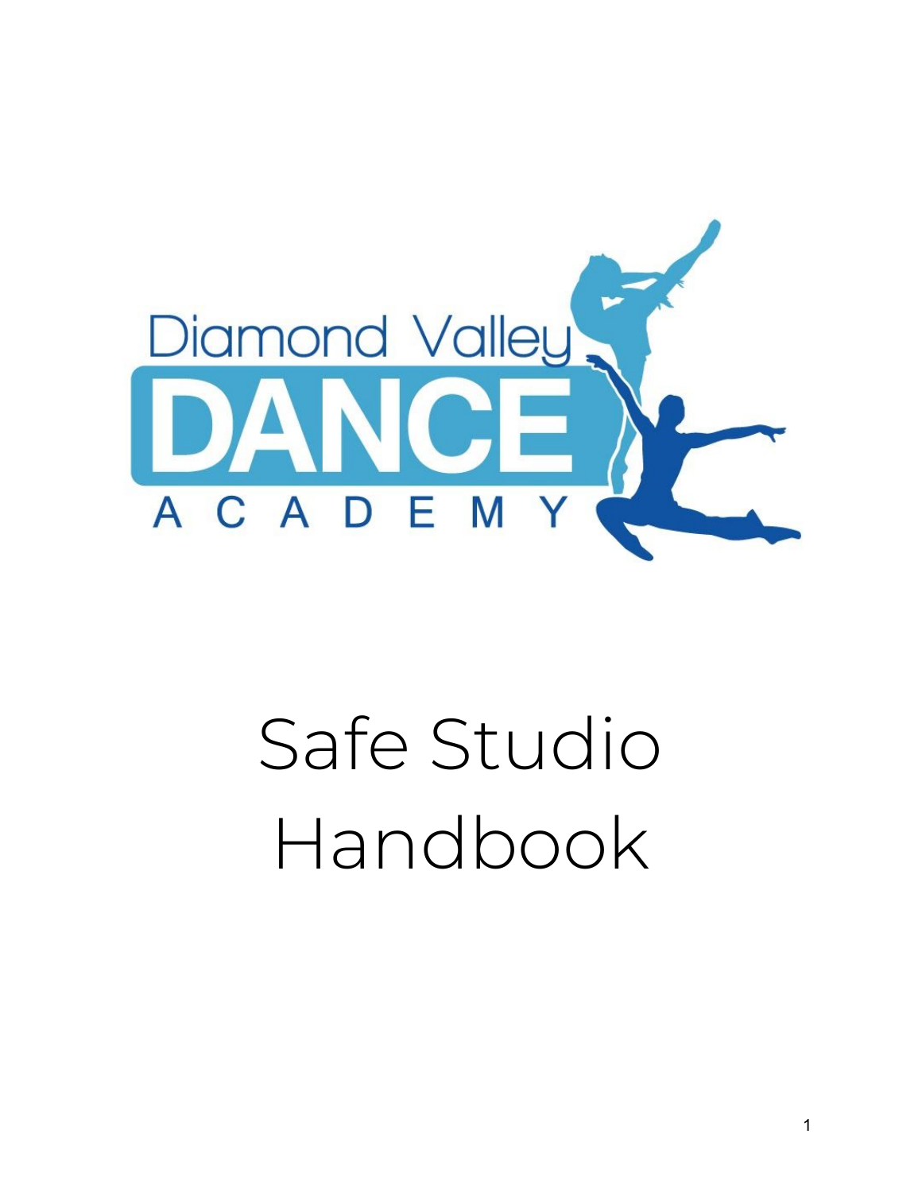Diamond Valley

DANCE

ACADEMY

# Safe Studio Handbook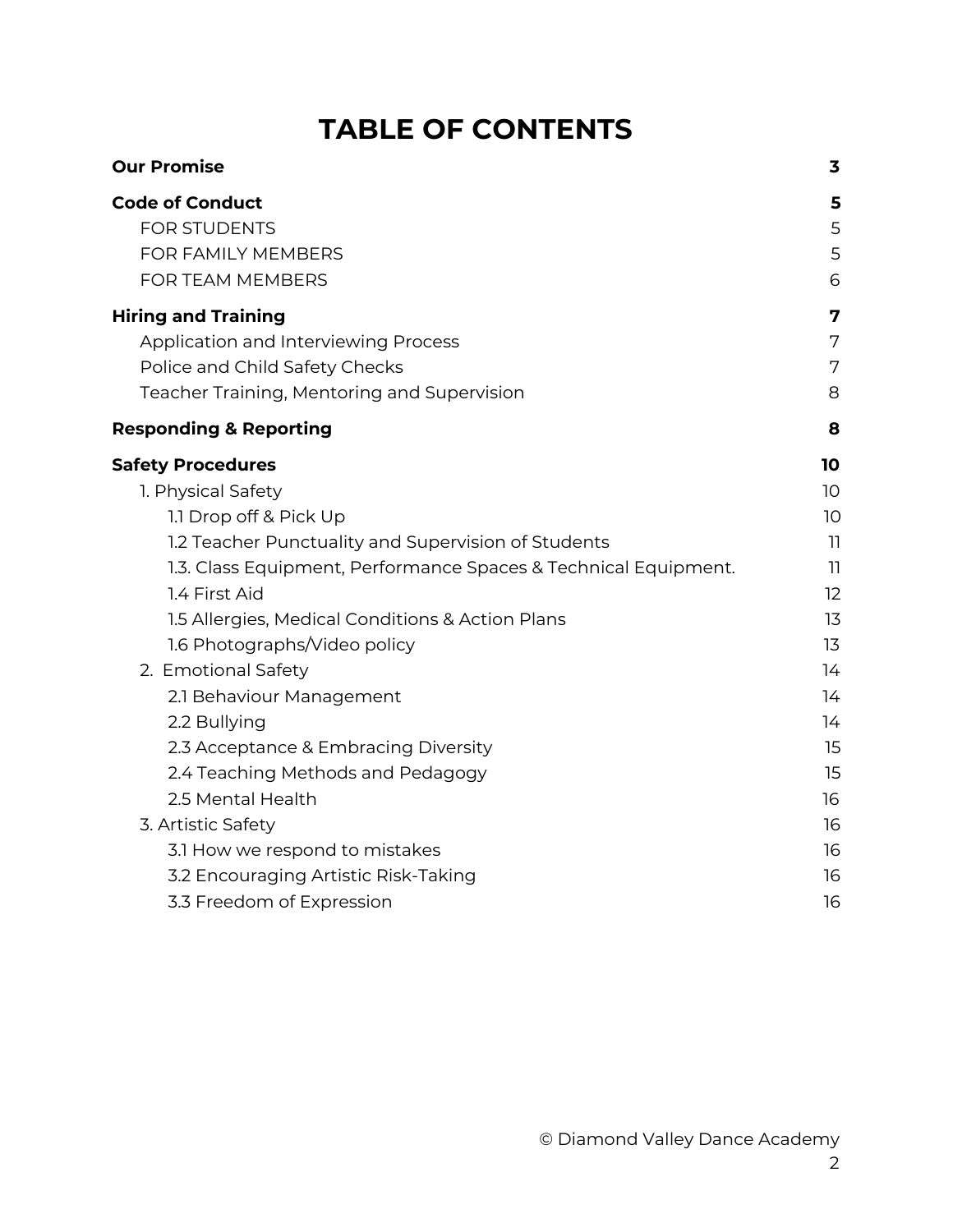# TABLE OF CONTENTS

| | |
|---|---|
| **Our Promise** | **3** |
| **Code of Conduct** | **5** |
| FOR STUDENTS | 5 |
| FOR FAMILY MEMBERS | 5 |
| FOR TEAM MEMBERS | 6 |
| **Hiring and Training** | **7** |
| Application and Interviewing Process | 7 |
| Police and Child Safety Checks | 7 |
| Teacher Training, Mentoring and Supervision | 8 |
| **Responding & Reporting** | **8** |
| **Safety Procedures** | **10** |
| 1. Physical Safety | 10 |
| 1.1 Drop off & Pick Up | 10 |
| 1.2 Teacher Punctuality and Supervision of Students | 11 |
| 1.3. Class Equipment, Performance Spaces & Technical Equipment. | 11 |
| 1.4 First Aid | 12 |
| 1.5 Allergies, Medical Conditions & Action Plans | 13 |
| 1.6 Photographs/Video policy | 13 |
| 2. Emotional Safety | 14 |
| 2.1 Behaviour Management | 14 |
| 2.2 Bullying | 14 |
| 2.3 Acceptance & Embracing Diversity | 15 |
| 2.4 Teaching Methods and Pedagogy | 15 |
| 2.5 Mental Health | 16 |
| 3. Artistic Safety | 16 |
| 3.1 How we respond to mistakes | 16 |
| 3.2 Encouraging Artistic Risk-Taking | 16 |
| 3.3 Freedom of Expression | 16 |

© Diamond Valley Dance Academy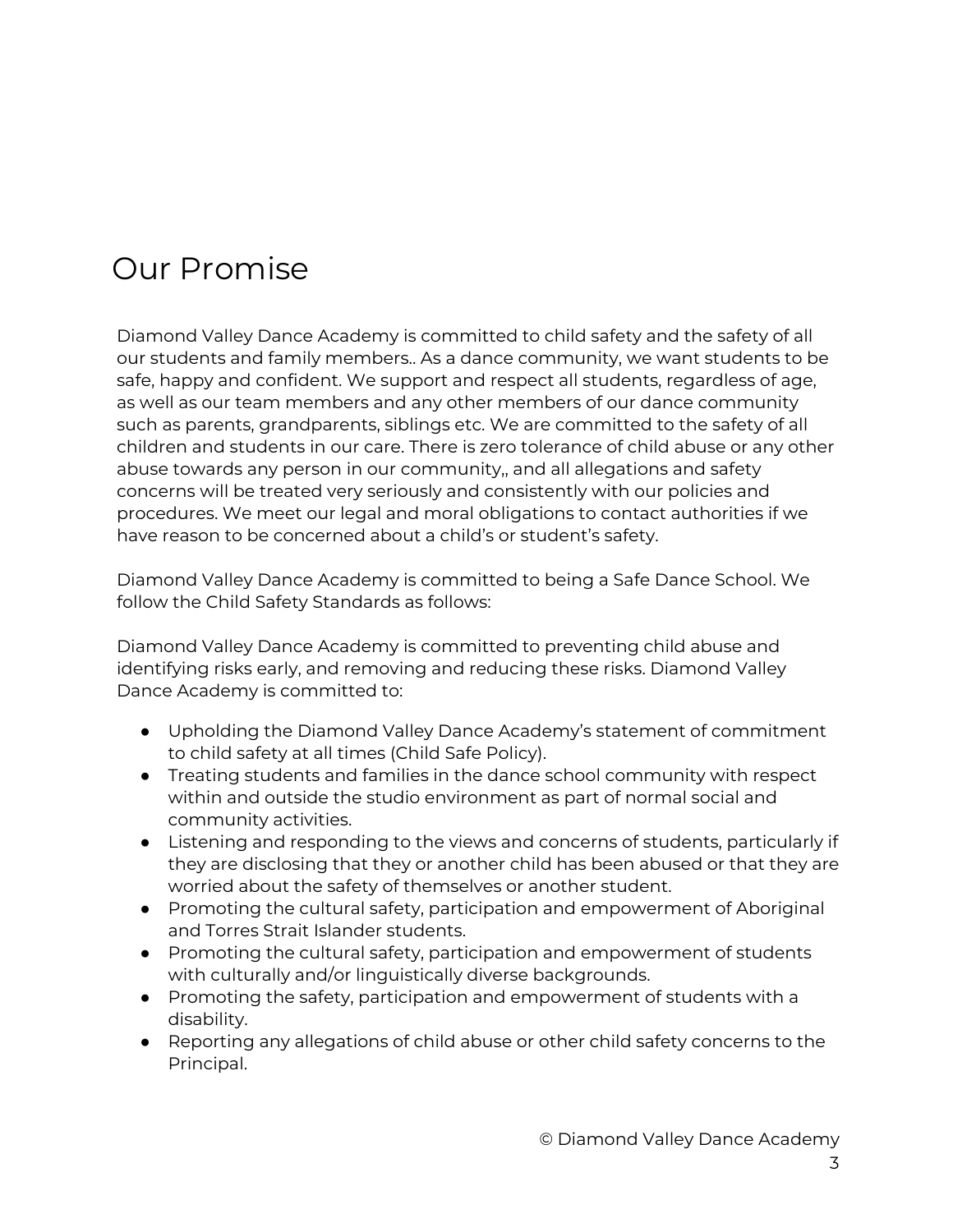# Our Promise

Diamond Valley Dance Academy is committed to child safety and the safety of all our students and family members.. As a dance community, we want students to be safe, happy and confident. We support and respect all students, regardless of age, as well as our team members and any other members of our dance community such as parents, grandparents, siblings etc. We are committed to the safety of all children and students in our care. There is zero tolerance of child abuse or any other abuse towards any person in our community,, and all allegations and safety concerns will be treated very seriously and consistently with our policies and procedures. We meet our legal and moral obligations to contact authorities if we have reason to be concerned about a child's or student's safety.

Diamond Valley Dance Academy is committed to being a Safe Dance School. We follow the Child Safety Standards as follows:

Diamond Valley Dance Academy is committed to preventing child abuse and identifying risks early, and removing and reducing these risks. Diamond Valley Dance Academy is committed to:

- Upholding the Diamond Valley Dance Academy's statement of commitment to child safety at all times (Child Safe Policy).
- Treating students and families in the dance school community with respect within and outside the studio environment as part of normal social and community activities.
- Listening and responding to the views and concerns of students, particularly if they are disclosing that they or another child has been abused or that they are worried about the safety of themselves or another student.
- Promoting the cultural safety, participation and empowerment of Aboriginal and Torres Strait Islander students.
- Promoting the cultural safety, participation and empowerment of students with culturally and/or linguistically diverse backgrounds.
- Promoting the safety, participation and empowerment of students with a disability.
- Reporting any allegations of child abuse or other child safety concerns to the Principal.

© Diamond Valley Dance Academy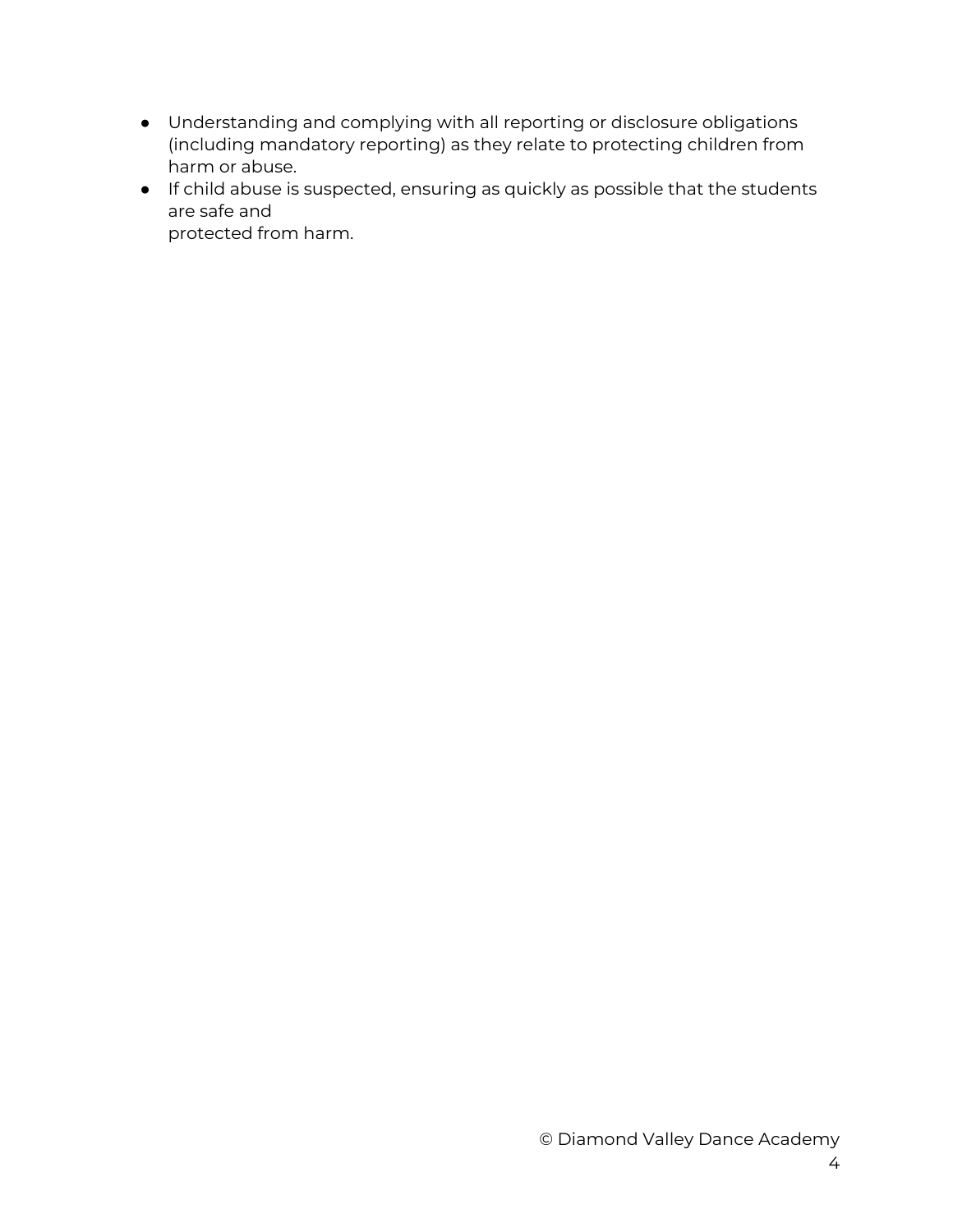- Understanding and complying with all reporting or disclosure obligations (including mandatory reporting) as they relate to protecting children from harm or abuse.
- If child abuse is suspected, ensuring as quickly as possible that the students are safe and protected from harm.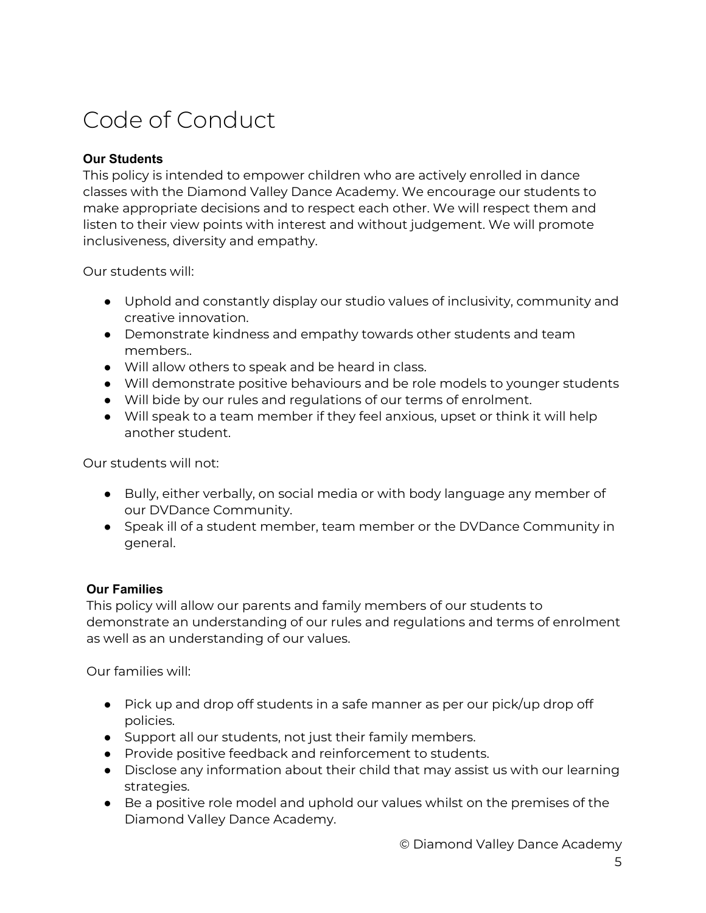# Code of Conduct

**Our Students**

This policy is intended to empower children who are actively enrolled in dance classes with the Diamond Valley Dance Academy. We encourage our students to make appropriate decisions and to respect each other. We will respect them and listen to their view points with interest and without judgement. We will promote inclusiveness, diversity and empathy.

Our students will:

- Uphold and constantly display our studio values of inclusivity, community and creative innovation.
- Demonstrate kindness and empathy towards other students and team members..
- Will allow others to speak and be heard in class.
- Will demonstrate positive behaviours and be role models to younger students
- Will bide by our rules and regulations of our terms of enrolment.
- Will speak to a team member if they feel anxious, upset or think it will help another student.

Our students will not:

- Bully, either verbally, on social media or with body language any member of our DVDance Community.
- Speak ill of a student member, team member or the DVDance Community in general.

**Our Families**

This policy will allow our parents and family members of our students to demonstrate an understanding of our rules and regulations and terms of enrolment as well as an understanding of our values.

Our families will:

- Pick up and drop off students in a safe manner as per our pick/up drop off policies.
- Support all our students, not just their family members.
- Provide positive feedback and reinforcement to students.
- Disclose any information about their child that may assist us with our learning strategies.
- Be a positive role model and uphold our values whilst on the premises of the Diamond Valley Dance Academy.

© Diamond Valley Dance Academy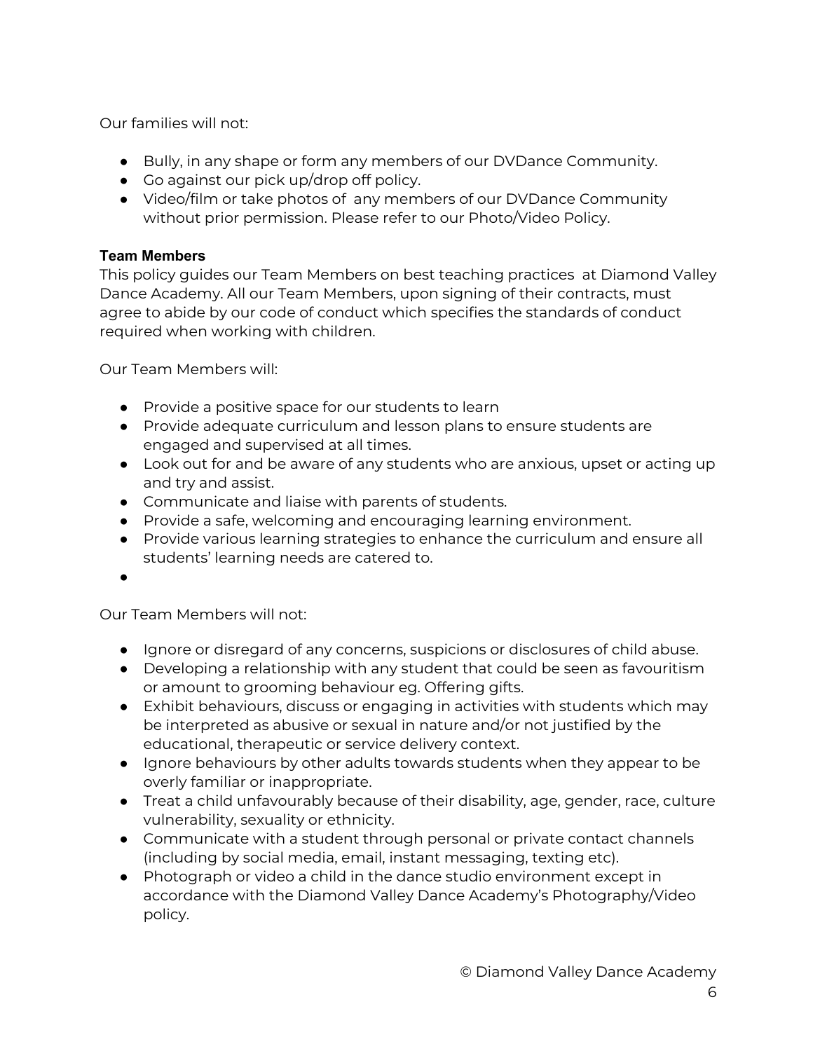Our families will not:

- Bully, in any shape or form any members of our DVDance Community.
- Go against our pick up/drop off policy.
- Video/film or take photos of any members of our DVDance Community without prior permission. Please refer to our Photo/Video Policy.

**Team Members**

This policy guides our Team Members on best teaching practices at Diamond Valley Dance Academy. All our Team Members, upon signing of their contracts, must agree to abide by our code of conduct which specifies the standards of conduct required when working with children.

Our Team Members will:

- Provide a positive space for our students to learn
- Provide adequate curriculum and lesson plans to ensure students are engaged and supervised at all times.
- Look out for and be aware of any students who are anxious, upset or acting up and try and assist.
- Communicate and liaise with parents of students.
- Provide a safe, welcoming and encouraging learning environment.
- Provide various learning strategies to enhance the curriculum and ensure all students' learning needs are catered to.
-

Our Team Members will not:

- Ignore or disregard of any concerns, suspicions or disclosures of child abuse.
- Developing a relationship with any student that could be seen as favouritism or amount to grooming behaviour eg. Offering gifts.
- Exhibit behaviours, discuss or engaging in activities with students which may be interpreted as abusive or sexual in nature and/or not justified by the educational, therapeutic or service delivery context.
- Ignore behaviours by other adults towards students when they appear to be overly familiar or inappropriate.
- Treat a child unfavourably because of their disability, age, gender, race, culture vulnerability, sexuality or ethnicity.
- Communicate with a student through personal or private contact channels (including by social media, email, instant messaging, texting etc).
- Photograph or video a child in the dance studio environment except in accordance with the Diamond Valley Dance Academy's Photography/Video policy.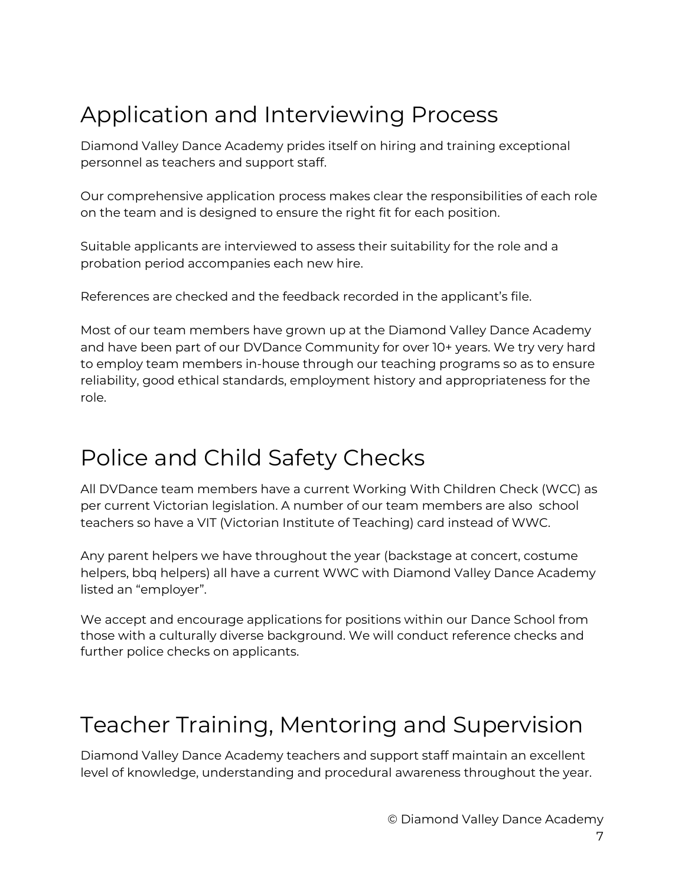# Application and Interviewing Process

Diamond Valley Dance Academy prides itself on hiring and training exceptional personnel as teachers and support staff.

Our comprehensive application process makes clear the responsibilities of each role on the team and is designed to ensure the right fit for each position.

Suitable applicants are interviewed to assess their suitability for the role and a probation period accompanies each new hire.

References are checked and the feedback recorded in the applicant's file.

Most of our team members have grown up at the Diamond Valley Dance Academy and have been part of our DVDance Community for over 10+ years. We try very hard to employ team members in-house through our teaching programs so as to ensure reliability, good ethical standards, employment history and appropriateness for the role.

# Police and Child Safety Checks

All DVDance team members have a current Working With Children Check (WCC) as per current Victorian legislation. A number of our team members are also school teachers so have a VIT (Victorian Institute of Teaching) card instead of WWC.

Any parent helpers we have throughout the year (backstage at concert, costume helpers, bbq helpers) all have a current WWC with Diamond Valley Dance Academy listed an "employer".

We accept and encourage applications for positions within our Dance School from those with a culturally diverse background. We will conduct reference checks and further police checks on applicants.

# Teacher Training, Mentoring and Supervision

Diamond Valley Dance Academy teachers and support staff maintain an excellent level of knowledge, understanding and procedural awareness throughout the year.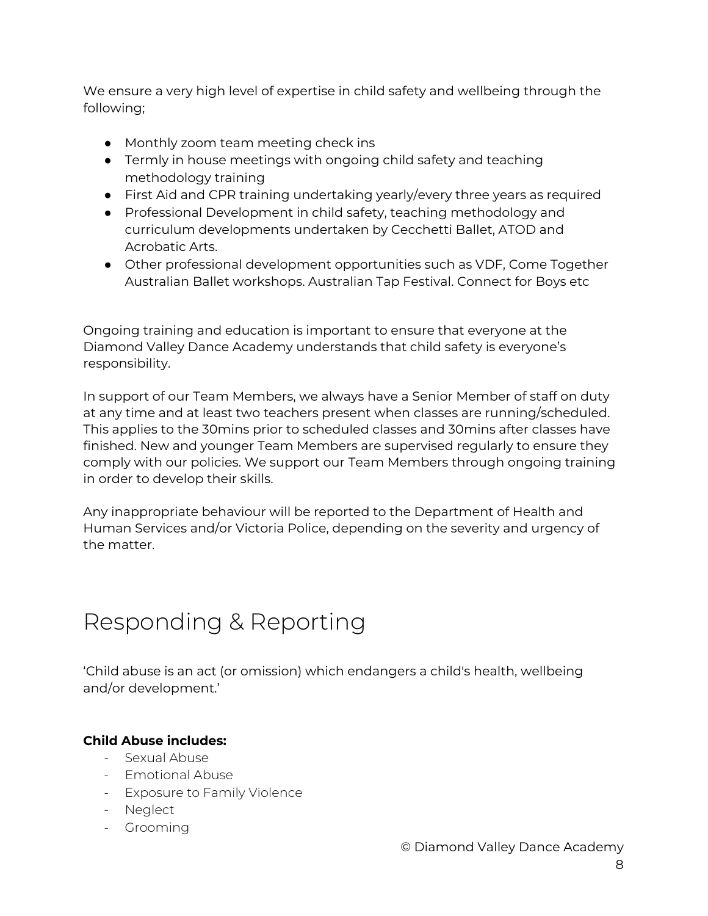We ensure a very high level of expertise in child safety and wellbeing through the following;

- Monthly zoom team meeting check ins
- Termly in house meetings with ongoing child safety and teaching methodology training
- First Aid and CPR training undertaking yearly/every three years as required
- Professional Development in child safety, teaching methodology and curriculum developments undertaken by Cecchetti Ballet, ATOD and Acrobatic Arts.
- Other professional development opportunities such as VDF, Come Together Australian Ballet workshops. Australian Tap Festival. Connect for Boys etc

Ongoing training and education is important to ensure that everyone at the Diamond Valley Dance Academy understands that child safety is everyone's responsibility.

In support of our Team Members, we always have a Senior Member of staff on duty at any time and at least two teachers present when classes are running/scheduled. This applies to the 30mins prior to scheduled classes and 30mins after classes have finished. New and younger Team Members are supervised regularly to ensure they comply with our policies. We support our Team Members through ongoing training in order to develop their skills.

Any inappropriate behaviour will be reported to the Department of Health and Human Services and/or Victoria Police, depending on the severity and urgency of the matter.

# Responding & Reporting

'Child abuse is an act (or omission) which endangers a child's health, wellbeing and/or development.'

**Child Abuse includes:**

- Sexual Abuse
- Emotional Abuse
- Exposure to Family Violence
- Neglect
- Grooming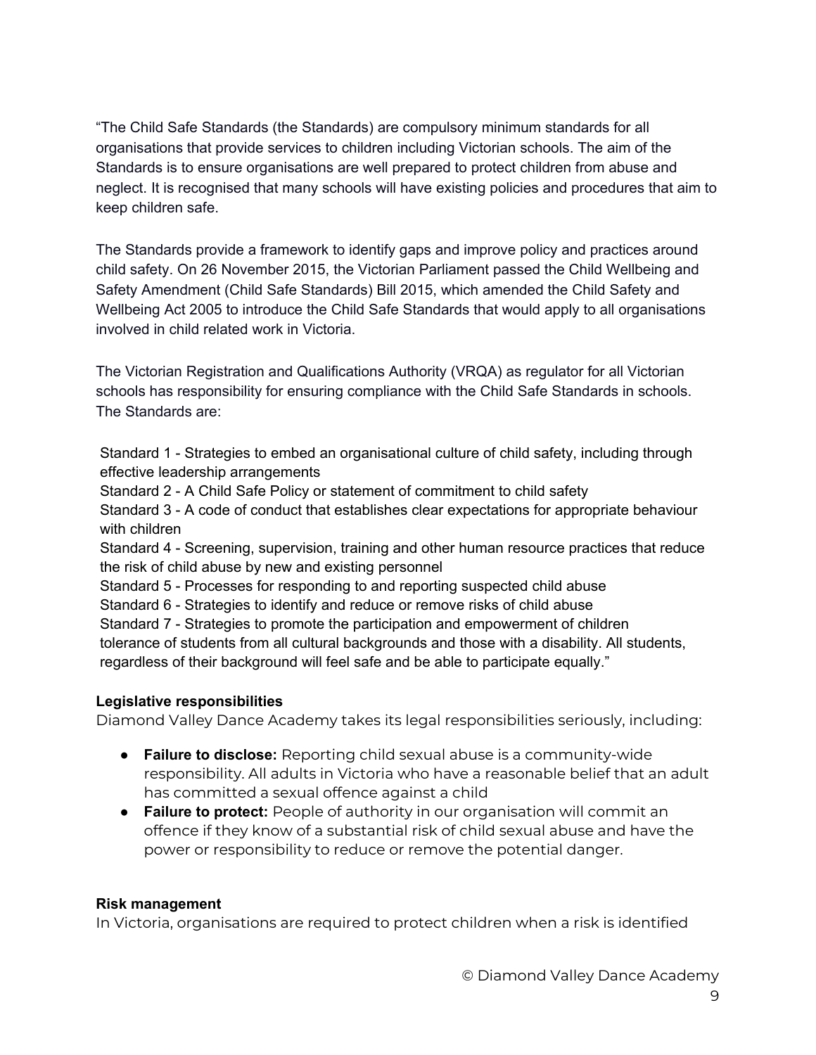"The Child Safe Standards (the Standards) are compulsory minimum standards for all organisations that provide services to children including Victorian schools. The aim of the Standards is to ensure organisations are well prepared to protect children from abuse and neglect. It is recognised that many schools will have existing policies and procedures that aim to keep children safe.

The Standards provide a framework to identify gaps and improve policy and practices around child safety. On 26 November 2015, the Victorian Parliament passed the Child Wellbeing and Safety Amendment (Child Safe Standards) Bill 2015, which amended the Child Safety and Wellbeing Act 2005 to introduce the Child Safe Standards that would apply to all organisations involved in child related work in Victoria.

The Victorian Registration and Qualifications Authority (VRQA) as regulator for all Victorian schools has responsibility for ensuring compliance with the Child Safe Standards in schools. The Standards are:

Standard 1 - Strategies to embed an organisational culture of child safety, including through effective leadership arrangements
Standard 2 - A Child Safe Policy or statement of commitment to child safety
Standard 3 - A code of conduct that establishes clear expectations for appropriate behaviour with children
Standard 4 - Screening, supervision, training and other human resource practices that reduce the risk of child abuse by new and existing personnel
Standard 5 - Processes for responding to and reporting suspected child abuse
Standard 6 - Strategies to identify and reduce or remove risks of child abuse
Standard 7 - Strategies to promote the participation and empowerment of children
tolerance of students from all cultural backgrounds and those with a disability. All students, regardless of their background will feel safe and be able to participate equally."

**Legislative responsibilities**

Diamond Valley Dance Academy takes its legal responsibilities seriously, including:

- **Failure to disclose:** Reporting child sexual abuse is a community-wide responsibility. All adults in Victoria who have a reasonable belief that an adult has committed a sexual offence against a child
- **Failure to protect:** People of authority in our organisation will commit an offence if they know of a substantial risk of child sexual abuse and have the power or responsibility to reduce or remove the potential danger.

**Risk management**

In Victoria, organisations are required to protect children when a risk is identified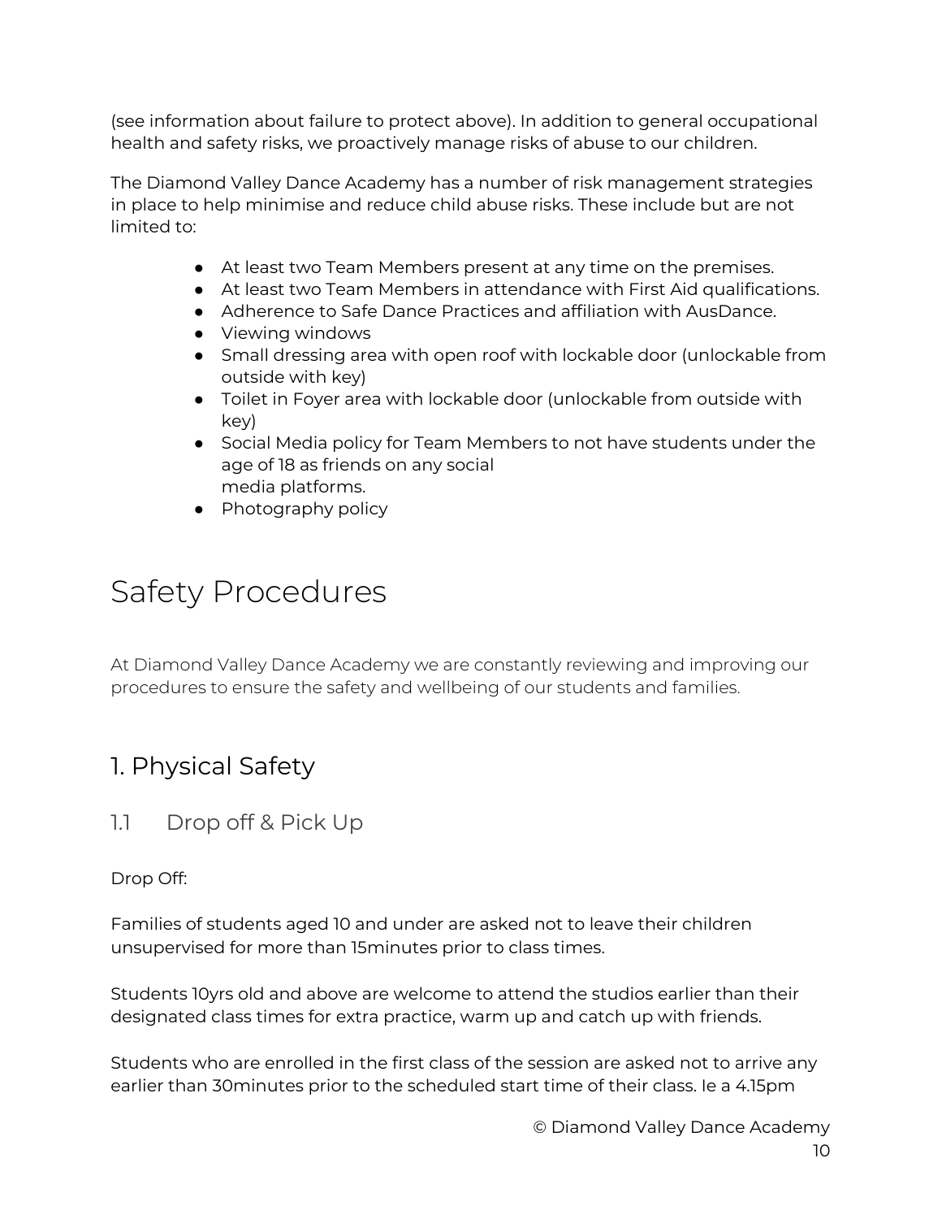(see information about failure to protect above). In addition to general occupational health and safety risks, we proactively manage risks of abuse to our children.

The Diamond Valley Dance Academy has a number of risk management strategies in place to help minimise and reduce child abuse risks. These include but are not limited to:

- At least two Team Members present at any time on the premises.
- At least two Team Members in attendance with First Aid qualifications.
- Adherence to Safe Dance Practices and affiliation with AusDance.
- Viewing windows
- Small dressing area with open roof with lockable door (unlockable from outside with key)
- Toilet in Foyer area with lockable door (unlockable from outside with key)
- Social Media policy for Team Members to not have students under the age of 18 as friends on any social media platforms.
- Photography policy

# Safety Procedures

At Diamond Valley Dance Academy we are constantly reviewing and improving our procedures to ensure the safety and wellbeing of our students and families.

## 1. Physical Safety

### 1.1 Drop off & Pick Up

Drop Off:

Families of students aged 10 and under are asked not to leave their children unsupervised for more than 15minutes prior to class times.

Students 10yrs old and above are welcome to attend the studios earlier than their designated class times for extra practice, warm up and catch up with friends.

Students who are enrolled in the first class of the session are asked not to arrive any earlier than 30minutes prior to the scheduled start time of their class. Ie a 4.15pm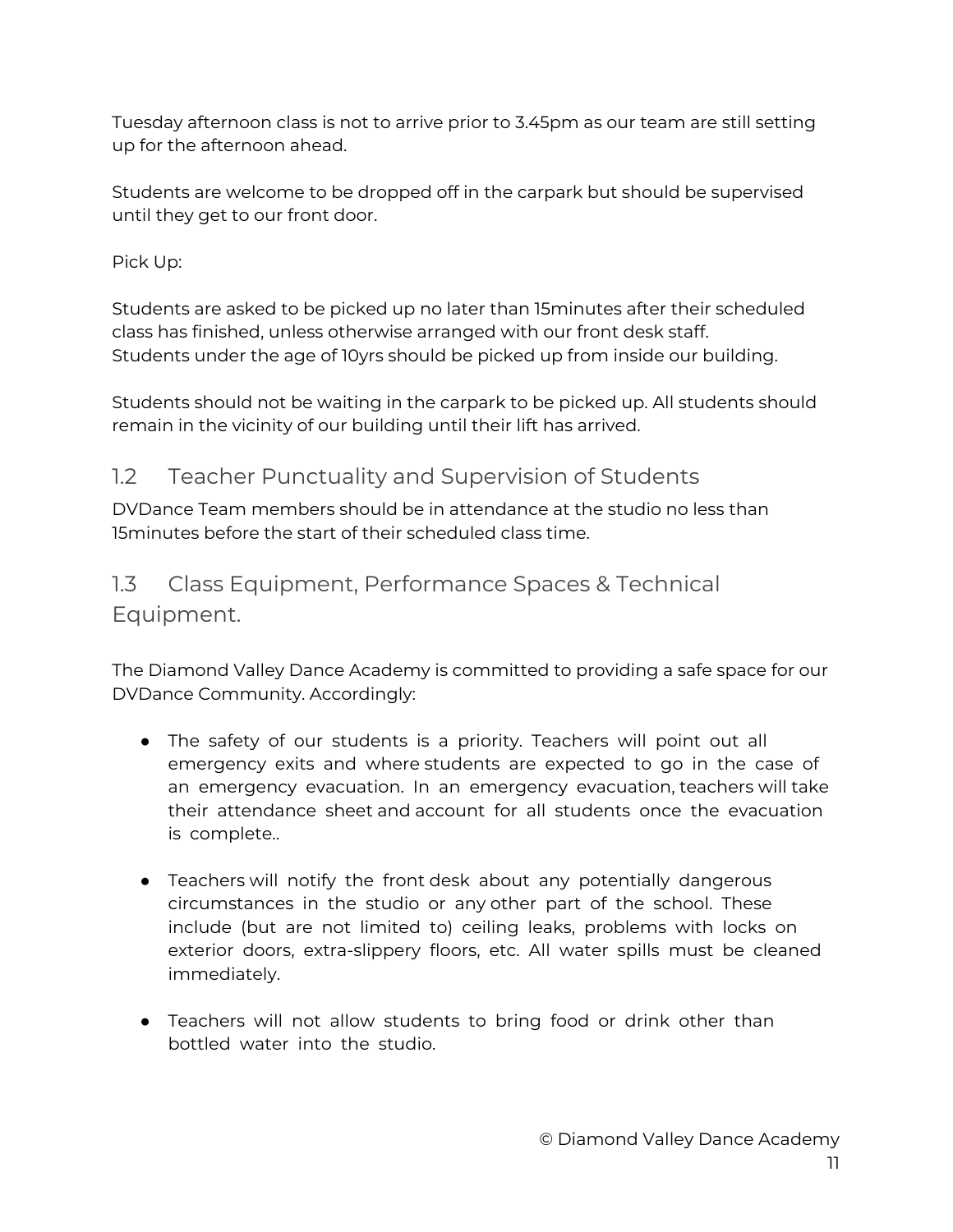Tuesday afternoon class is not to arrive prior to 3.45pm as our team are still setting up for the afternoon ahead.

Students are welcome to be dropped off in the carpark but should be supervised until they get to our front door.

Pick Up:

Students are asked to be picked up no later than 15minutes after their scheduled class has finished, unless otherwise arranged with our front desk staff.
Students under the age of 10yrs should be picked up from inside our building.

Students should not be waiting in the carpark to be picked up. All students should remain in the vicinity of our building until their lift has arrived.

## 1.2 Teacher Punctuality and Supervision of Students

DVDance Team members should be in attendance at the studio no less than 15minutes before the start of their scheduled class time.

## 1.3 Class Equipment, Performance Spaces & Technical Equipment.

The Diamond Valley Dance Academy is committed to providing a safe space for our DVDance Community. Accordingly:

- The safety of our students is a priority. Teachers will point out all emergency exits and where students are expected to go in the case of an emergency evacuation. In an emergency evacuation, teachers will take their attendance sheet and account for all students once the evacuation is complete..

- Teachers will notify the front desk about any potentially dangerous circumstances in the studio or any other part of the school. These include (but are not limited to) ceiling leaks, problems with locks on exterior doors, extra-slippery floors, etc. All water spills must be cleaned immediately.

- Teachers will not allow students to bring food or drink other than bottled water into the studio.

© Diamond Valley Dance Academy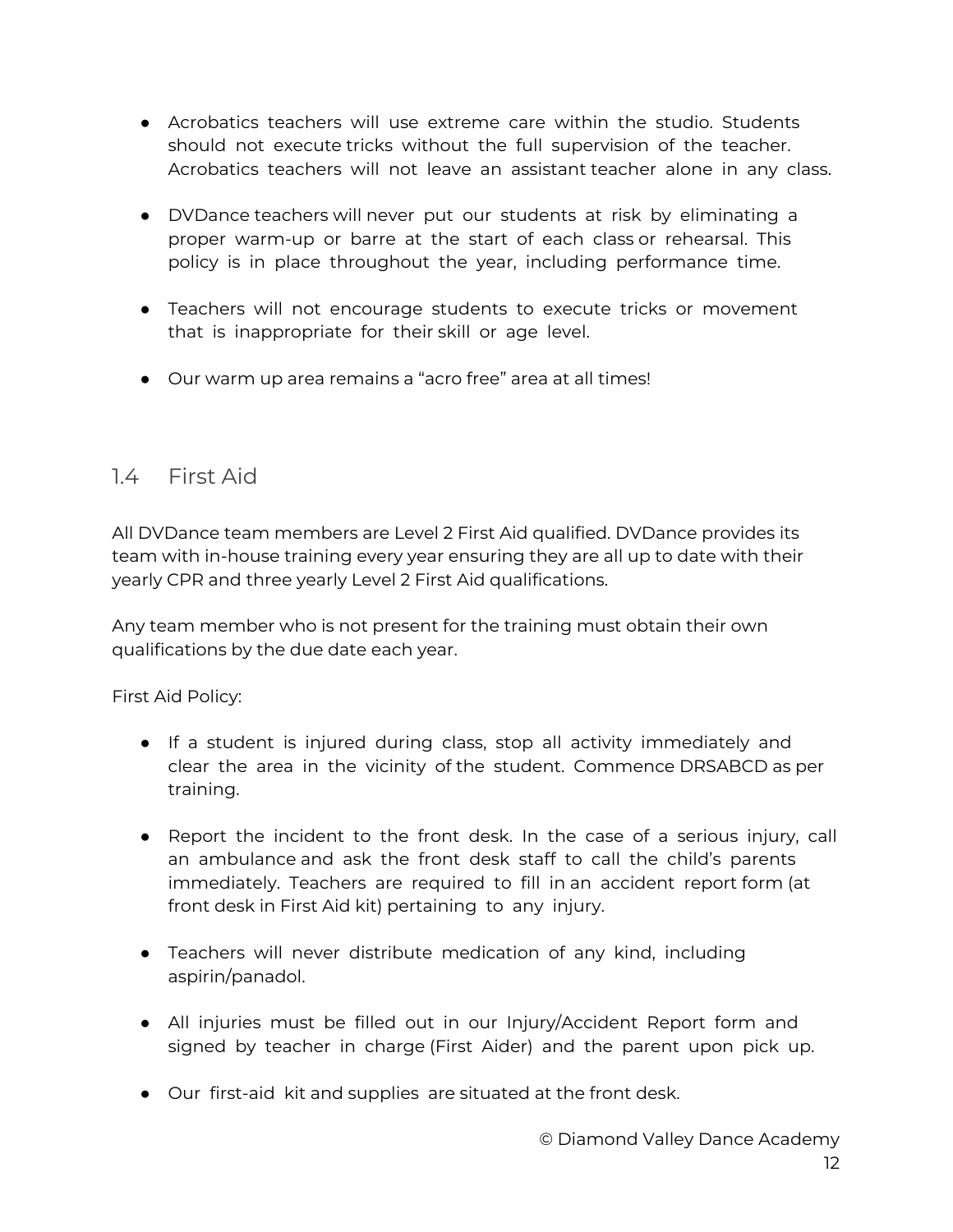- Acrobatics teachers will use extreme care within the studio. Students should not execute tricks without the full supervision of the teacher. Acrobatics teachers will not leave an assistant teacher alone in any class.

- DVDance teachers will never put our students at risk by eliminating a proper warm-up or barre at the start of each class or rehearsal. This policy is in place throughout the year, including performance time.

- Teachers will not encourage students to execute tricks or movement that is inappropriate for their skill or age level.

- Our warm up area remains a "acro free" area at all times!

## 1.4 First Aid

All DVDance team members are Level 2 First Aid qualified. DVDance provides its team with in-house training every year ensuring they are all up to date with their yearly CPR and three yearly Level 2 First Aid qualifications.

Any team member who is not present for the training must obtain their own qualifications by the due date each year.

First Aid Policy:

- If a student is injured during class, stop all activity immediately and clear the area in the vicinity of the student. Commence DRSABCD as per training.

- Report the incident to the front desk. In the case of a serious injury, call an ambulance and ask the front desk staff to call the child's parents immediately. Teachers are required to fill in an accident report form (at front desk in First Aid kit) pertaining to any injury.

- Teachers will never distribute medication of any kind, including aspirin/panadol.

- All injuries must be filled out in our Injury/Accident Report form and signed by teacher in charge (First Aider) and the parent upon pick up.

- Our first-aid kit and supplies are situated at the front desk.

© Diamond Valley Dance Academy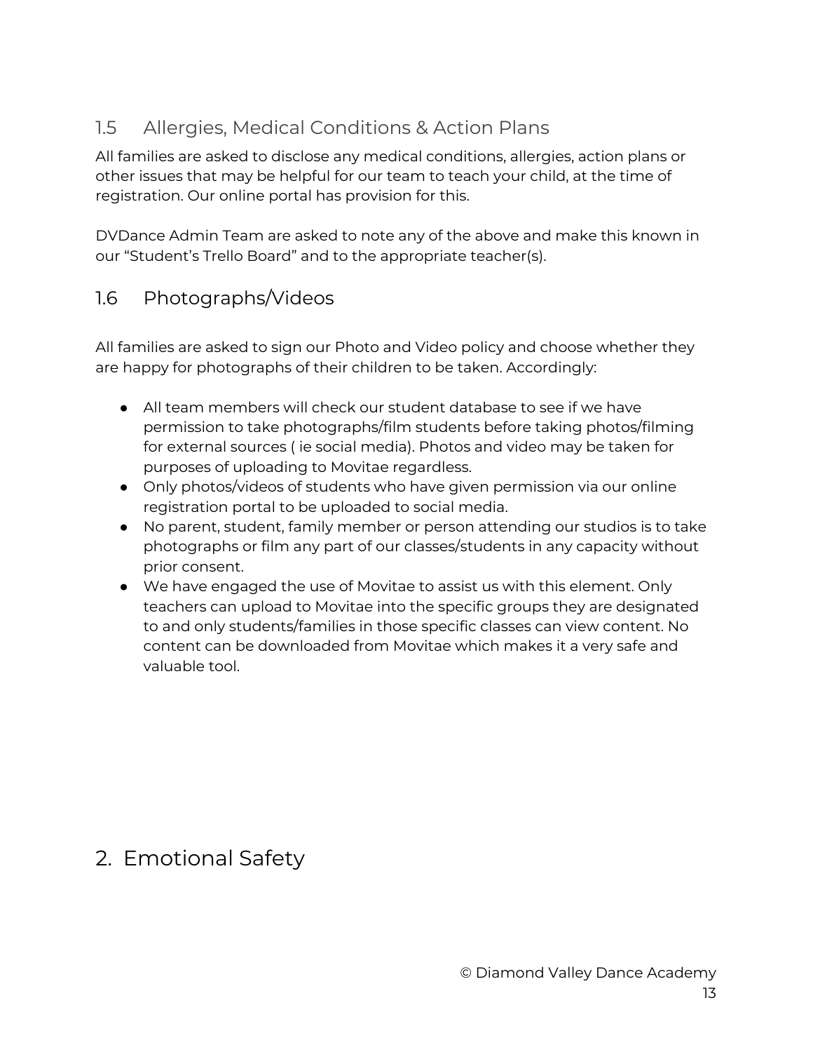### 1.5 Allergies, Medical Conditions & Action Plans

All families are asked to disclose any medical conditions, allergies, action plans or other issues that may be helpful for our team to teach your child, at the time of registration. Our online portal has provision for this.

DVDance Admin Team are asked to note any of the above and make this known in our "Student's Trello Board" and to the appropriate teacher(s).

### 1.6 Photographs/Videos

All families are asked to sign our Photo and Video policy and choose whether they are happy for photographs of their children to be taken. Accordingly:

- All team members will check our student database to see if we have permission to take photographs/film students before taking photos/filming for external sources ( ie social media). Photos and video may be taken for purposes of uploading to Movitae regardless.
- Only photos/videos of students who have given permission via our online registration portal to be uploaded to social media.
- No parent, student, family member or person attending our studios is to take photographs or film any part of our classes/students in any capacity without prior consent.
- We have engaged the use of Movitae to assist us with this element. Only teachers can upload to Movitae into the specific groups they are designated to and only students/families in those specific classes can view content. No content can be downloaded from Movitae which makes it a very safe and valuable tool.

## 2. Emotional Safety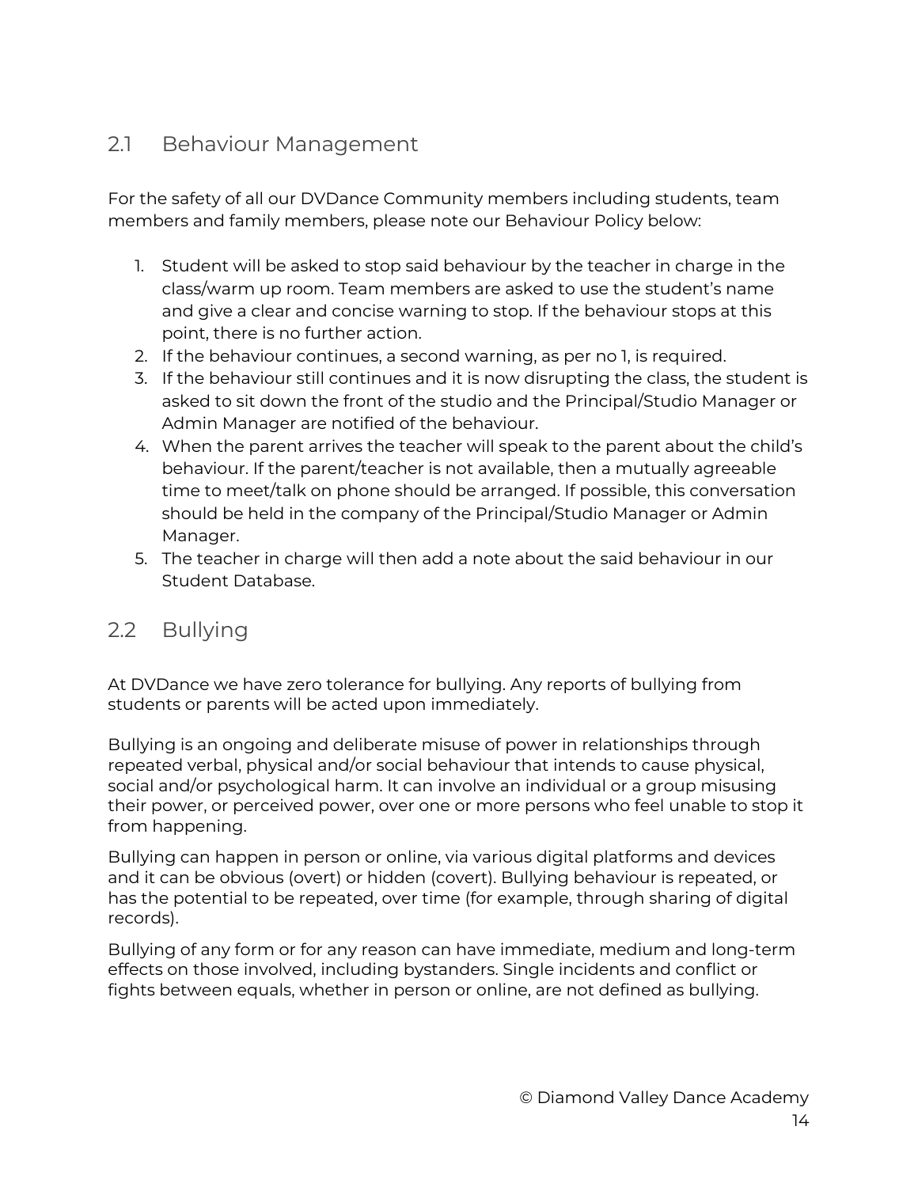## 2.1 Behaviour Management

For the safety of all our DVDance Community members including students, team members and family members, please note our Behaviour Policy below:

1. Student will be asked to stop said behaviour by the teacher in charge in the class/warm up room. Team members are asked to use the student's name and give a clear and concise warning to stop. If the behaviour stops at this point, there is no further action.
2. If the behaviour continues, a second warning, as per no 1, is required.
3. If the behaviour still continues and it is now disrupting the class, the student is asked to sit down the front of the studio and the Principal/Studio Manager or Admin Manager are notified of the behaviour.
4. When the parent arrives the teacher will speak to the parent about the child's behaviour. If the parent/teacher is not available, then a mutually agreeable time to meet/talk on phone should be arranged. If possible, this conversation should be held in the company of the Principal/Studio Manager or Admin Manager.
5. The teacher in charge will then add a note about the said behaviour in our Student Database.

## 2.2 Bullying

At DVDance we have zero tolerance for bullying. Any reports of bullying from students or parents will be acted upon immediately.

Bullying is an ongoing and deliberate misuse of power in relationships through repeated verbal, physical and/or social behaviour that intends to cause physical, social and/or psychological harm. It can involve an individual or a group misusing their power, or perceived power, over one or more persons who feel unable to stop it from happening.

Bullying can happen in person or online, via various digital platforms and devices and it can be obvious (overt) or hidden (covert). Bullying behaviour is repeated, or has the potential to be repeated, over time (for example, through sharing of digital records).

Bullying of any form or for any reason can have immediate, medium and long-term effects on those involved, including bystanders. Single incidents and conflict or fights between equals, whether in person or online, are not defined as bullying.

© Diamond Valley Dance Academy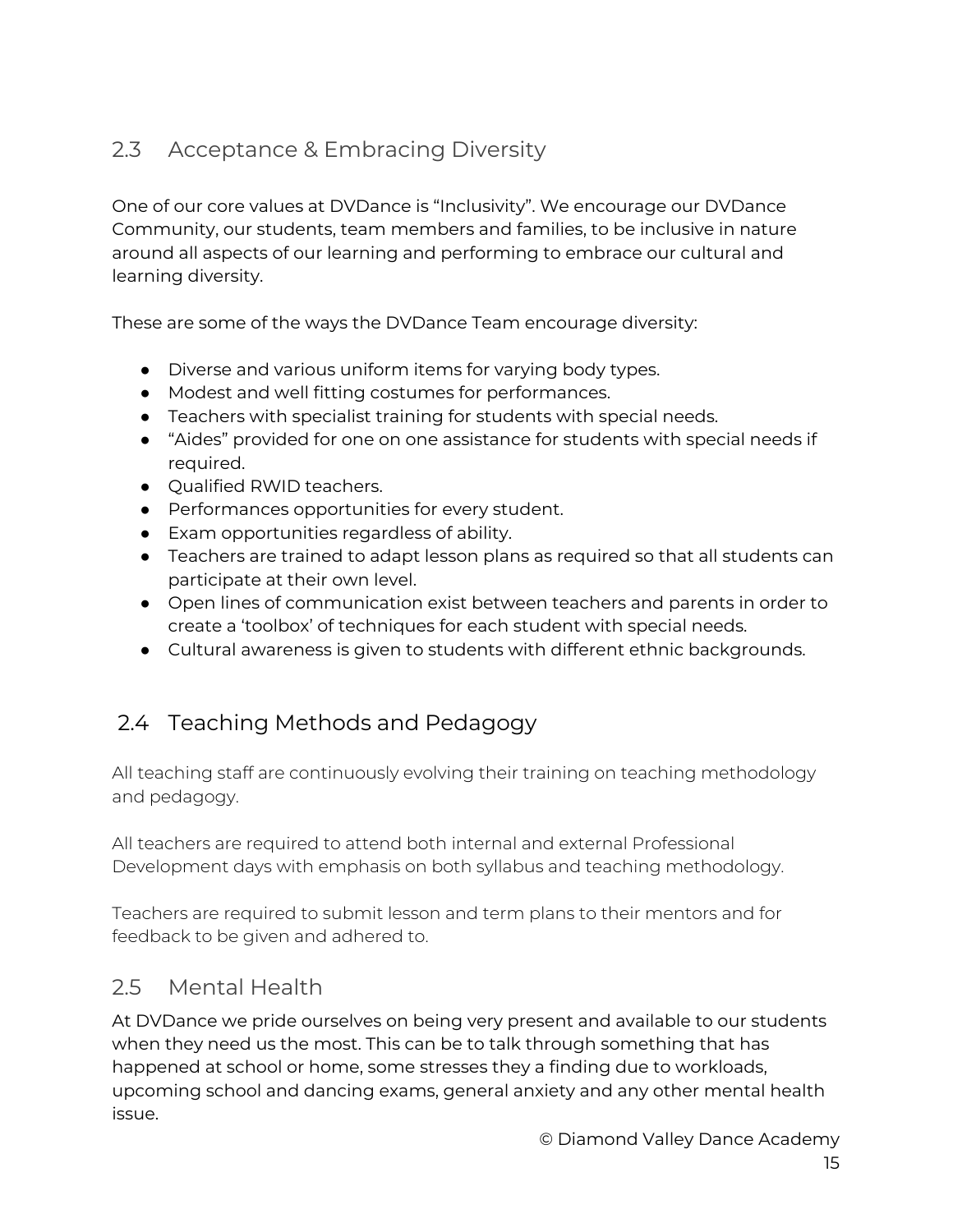## 2.3 Acceptance & Embracing Diversity

One of our core values at DVDance is "Inclusivity". We encourage our DVDance Community, our students, team members and families, to be inclusive in nature around all aspects of our learning and performing to embrace our cultural and learning diversity.

These are some of the ways the DVDance Team encourage diversity:

- Diverse and various uniform items for varying body types.
- Modest and well fitting costumes for performances.
- Teachers with specialist training for students with special needs.
- "Aides" provided for one on one assistance for students with special needs if required.
- Qualified RWID teachers.
- Performances opportunities for every student.
- Exam opportunities regardless of ability.
- Teachers are trained to adapt lesson plans as required so that all students can participate at their own level.
- Open lines of communication exist between teachers and parents in order to create a 'toolbox' of techniques for each student with special needs.
- Cultural awareness is given to students with different ethnic backgrounds.

## 2.4 Teaching Methods and Pedagogy

All teaching staff are continuously evolving their training on teaching methodology and pedagogy.

All teachers are required to attend both internal and external Professional Development days with emphasis on both syllabus and teaching methodology.

Teachers are required to submit lesson and term plans to their mentors and for feedback to be given and adhered to.

## 2.5 Mental Health

At DVDance we pride ourselves on being very present and available to our students when they need us the most. This can be to talk through something that has happened at school or home, some stresses they a finding due to workloads, upcoming school and dancing exams, general anxiety and any other mental health issue.

© Diamond Valley Dance Academy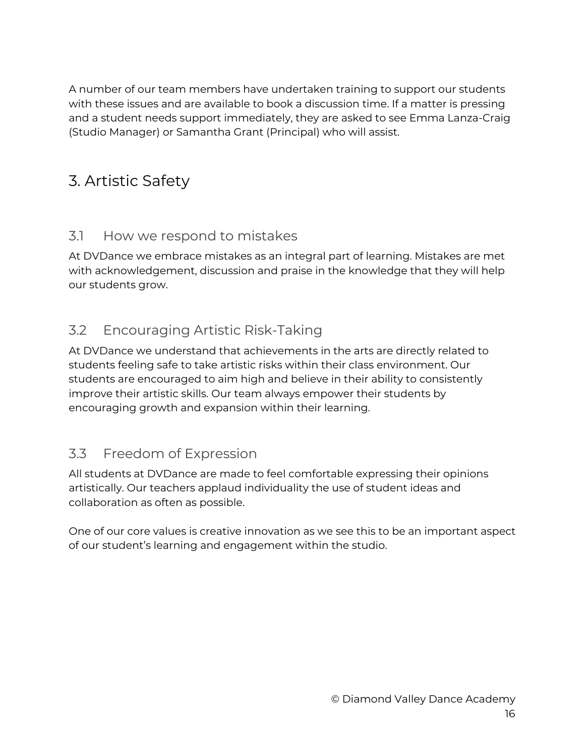A number of our team members have undertaken training to support our students with these issues and are available to book a discussion time. If a matter is pressing and a student needs support immediately, they are asked to see Emma Lanza-Craig (Studio Manager) or Samantha Grant (Principal) who will assist.

# 3. Artistic Safety

## 3.1 How we respond to mistakes

At DVDance we embrace mistakes as an integral part of learning. Mistakes are met with acknowledgement, discussion and praise in the knowledge that they will help our students grow.

## 3.2 Encouraging Artistic Risk-Taking

At DVDance we understand that achievements in the arts are directly related to students feeling safe to take artistic risks within their class environment. Our students are encouraged to aim high and believe in their ability to consistently improve their artistic skills. Our team always empower their students by encouraging growth and expansion within their learning.

## 3.3 Freedom of Expression

All students at DVDance are made to feel comfortable expressing their opinions artistically. Our teachers applaud individuality the use of student ideas and collaboration as often as possible.

One of our core values is creative innovation as we see this to be an important aspect of our student's learning and engagement within the studio.

© Diamond Valley Dance Academy